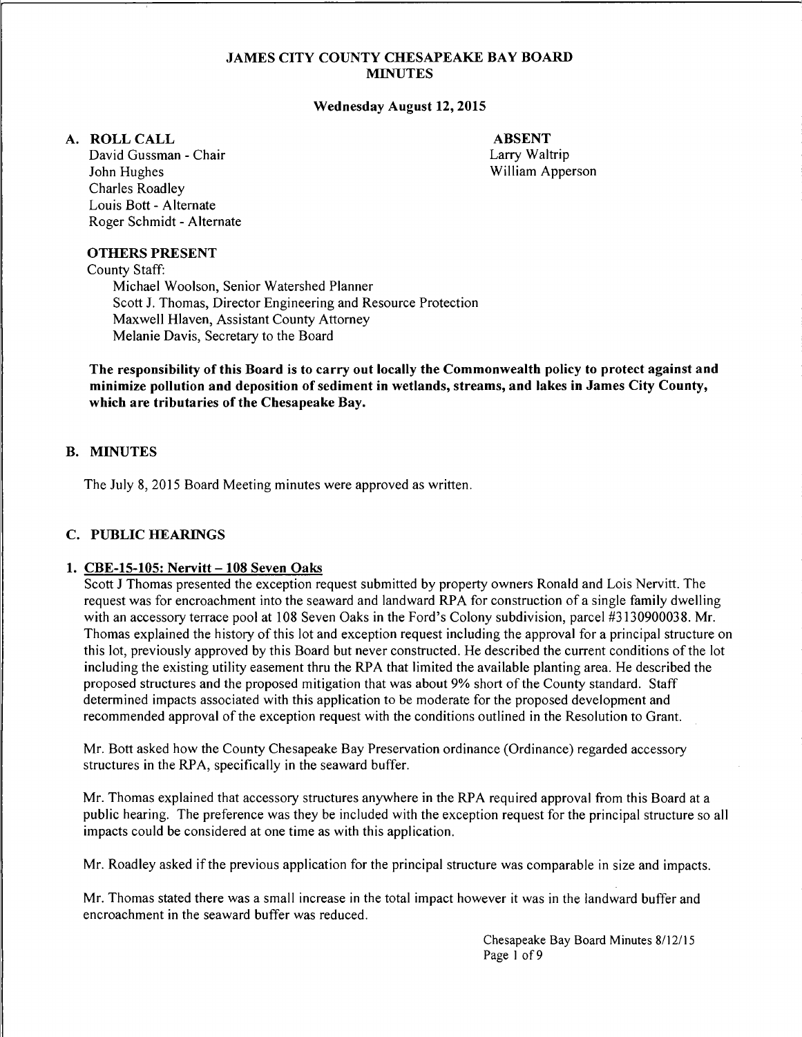# JAMES CITY COUNTY CHESAPEAKE BAY BOARD MINUTES

**Wednesday August 12, 2015**

## A. ROLL CALL

David Gussman - Chair
John Hughes
Charles Roadley
Louis Bott - Alternate
Roger Schmidt - Alternate

**ABSENT**
Larry Waltrip
William Apperson

**OTHERS PRESENT**

County Staff:

Michael Woolson, Senior Watershed Planner
Scott J. Thomas, Director Engineering and Resource Protection
Maxwell Hlaven, Assistant County Attorney
Melanie Davis, Secretary to the Board

**The responsibility of this Board is to carry out locally the Commonwealth policy to protect against and minimize pollution and deposition of sediment in wetlands, streams, and lakes in James City County, which are tributaries of the Chesapeake Bay.**

## B. MINUTES

The July 8, 2015 Board Meeting minutes were approved as written.

## C. PUBLIC HEARINGS

### 1. CBE-15-105: Nervitt – 108 Seven Oaks

Scott J Thomas presented the exception request submitted by property owners Ronald and Lois Nervitt. The request was for encroachment into the seaward and landward RPA for construction of a single family dwelling with an accessory terrace pool at 108 Seven Oaks in the Ford's Colony subdivision, parcel #3130900038. Mr. Thomas explained the history of this lot and exception request including the approval for a principal structure on this lot, previously approved by this Board but never constructed. He described the current conditions of the lot including the existing utility easement thru the RPA that limited the available planting area. He described the proposed structures and the proposed mitigation that was about 9% short of the County standard. Staff determined impacts associated with this application to be moderate for the proposed development and recommended approval of the exception request with the conditions outlined in the Resolution to Grant.

Mr. Bott asked how the County Chesapeake Bay Preservation ordinance (Ordinance) regarded accessory structures in the RPA, specifically in the seaward buffer.

Mr. Thomas explained that accessory structures anywhere in the RPA required approval from this Board at a public hearing. The preference was they be included with the exception request for the principal structure so all impacts could be considered at one time as with this application.

Mr. Roadley asked if the previous application for the principal structure was comparable in size and impacts.

Mr. Thomas stated there was a small increase in the total impact however it was in the landward buffer and encroachment in the seaward buffer was reduced.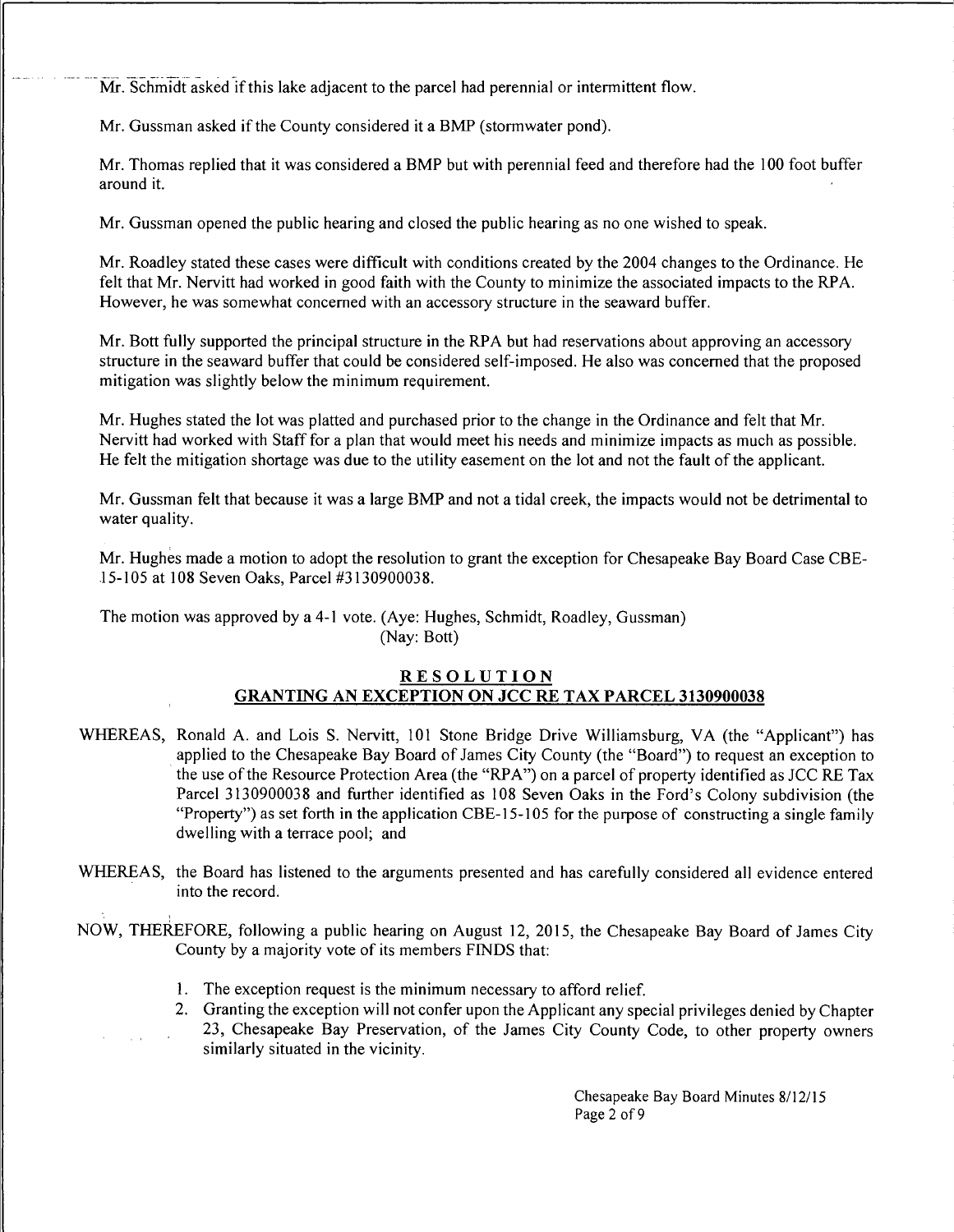Mr. Schmidt asked if this lake adjacent to the parcel had perennial or intermittent flow.

Mr. Gussman asked if the County considered it a BMP (stormwater pond).

Mr. Thomas replied that it was considered a BMP but with perennial feed and therefore had the 100 foot buffer around it.

Mr. Gussman opened the public hearing and closed the public hearing as no one wished to speak.

Mr. Roadley stated these cases were difficult with conditions created by the 2004 changes to the Ordinance. He felt that Mr. Nervitt had worked in good faith with the County to minimize the associated impacts to the RPA. However, he was somewhat concerned with an accessory structure in the seaward buffer.

Mr. Bott fully supported the principal structure in the RPA but had reservations about approving an accessory structure in the seaward buffer that could be considered self-imposed. He also was concerned that the proposed mitigation was slightly below the minimum requirement.

Mr. Hughes stated the lot was platted and purchased prior to the change in the Ordinance and felt that Mr. Nervitt had worked with Staff for a plan that would meet his needs and minimize impacts as much as possible. He felt the mitigation shortage was due to the utility easement on the lot and not the fault of the applicant.

Mr. Gussman felt that because it was a large BMP and not a tidal creek, the impacts would not be detrimental to water quality.

Mr. Hughes made a motion to adopt the resolution to grant the exception for Chesapeake Bay Board Case CBE-15-105 at 108 Seven Oaks, Parcel #3130900038.

The motion was approved by a 4-1 vote. (Aye: Hughes, Schmidt, Roadley, Gussman)
(Nay: Bott)

## RESOLUTION
## GRANTING AN EXCEPTION ON JCC RE TAX PARCEL 3130900038

WHEREAS, Ronald A. and Lois S. Nervitt, 101 Stone Bridge Drive Williamsburg, VA (the "Applicant") has applied to the Chesapeake Bay Board of James City County (the "Board") to request an exception to the use of the Resource Protection Area (the "RPA") on a parcel of property identified as JCC RE Tax Parcel 3130900038 and further identified as 108 Seven Oaks in the Ford's Colony subdivision (the "Property") as set forth in the application CBE-15-105 for the purpose of constructing a single family dwelling with a terrace pool; and

WHEREAS, the Board has listened to the arguments presented and has carefully considered all evidence entered into the record.

NOW, THEREFORE, following a public hearing on August 12, 2015, the Chesapeake Bay Board of James City County by a majority vote of its members FINDS that:

1. The exception request is the minimum necessary to afford relief.
2. Granting the exception will not confer upon the Applicant any special privileges denied by Chapter 23, Chesapeake Bay Preservation, of the James City County Code, to other property owners similarly situated in the vicinity.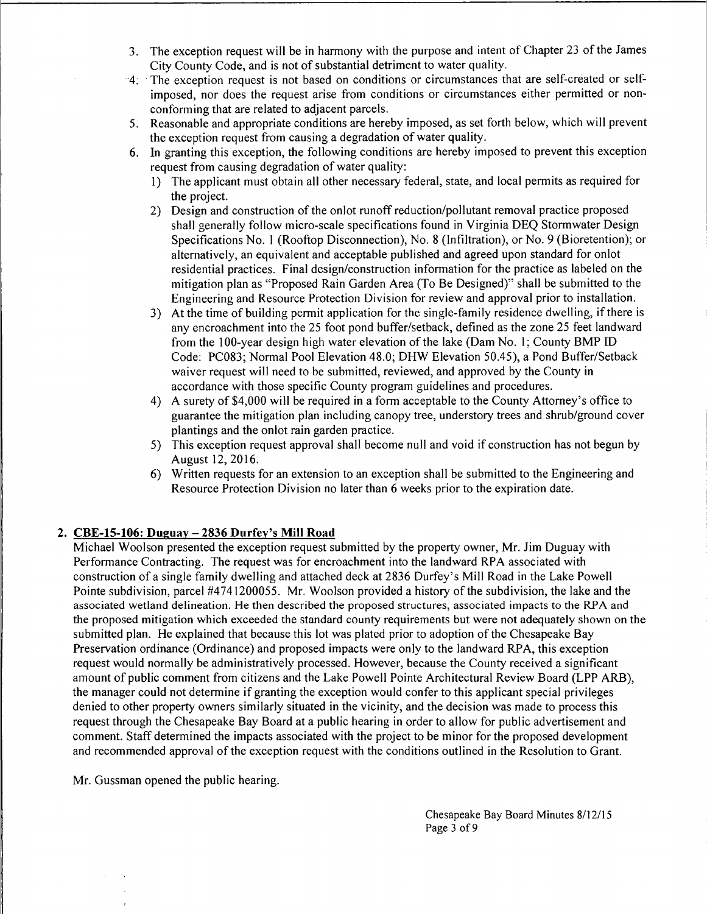3. The exception request will be in harmony with the purpose and intent of Chapter 23 of the James City County Code, and is not of substantial detriment to water quality.
4. The exception request is not based on conditions or circumstances that are self-created or self-imposed, nor does the request arise from conditions or circumstances either permitted or non-conforming that are related to adjacent parcels.
5. Reasonable and appropriate conditions are hereby imposed, as set forth below, which will prevent the exception request from causing a degradation of water quality.
6. In granting this exception, the following conditions are hereby imposed to prevent this exception request from causing degradation of water quality:
   1) The applicant must obtain all other necessary federal, state, and local permits as required for the project.
   2) Design and construction of the onlot runoff reduction/pollutant removal practice proposed shall generally follow micro-scale specifications found in Virginia DEQ Stormwater Design Specifications No. 1 (Rooftop Disconnection), No. 8 (Infiltration), or No. 9 (Bioretention); or alternatively, an equivalent and acceptable published and agreed upon standard for onlot residential practices. Final design/construction information for the practice as labeled on the mitigation plan as "Proposed Rain Garden Area (To Be Designed)" shall be submitted to the Engineering and Resource Protection Division for review and approval prior to installation.
   3) At the time of building permit application for the single-family residence dwelling, if there is any encroachment into the 25 foot pond buffer/setback, defined as the zone 25 feet landward from the 100-year design high water elevation of the lake (Dam No. 1; County BMP ID Code: PC083; Normal Pool Elevation 48.0; DHW Elevation 50.45), a Pond Buffer/Setback waiver request will need to be submitted, reviewed, and approved by the County in accordance with those specific County program guidelines and procedures.
   4) A surety of $4,000 will be required in a form acceptable to the County Attorney's office to guarantee the mitigation plan including canopy tree, understory trees and shrub/ground cover plantings and the onlot rain garden practice.
   5) This exception request approval shall become null and void if construction has not begun by August 12, 2016.
   6) Written requests for an extension to an exception shall be submitted to the Engineering and Resource Protection Division no later than 6 weeks prior to the expiration date.

**2. CBE-15-106: Duguay – 2836 Durfey's Mill Road**

Michael Woolson presented the exception request submitted by the property owner, Mr. Jim Duguay with Performance Contracting. The request was for encroachment into the landward RPA associated with construction of a single family dwelling and attached deck at 2836 Durfey's Mill Road in the Lake Powell Pointe subdivision, parcel #4741200055. Mr. Woolson provided a history of the subdivision, the lake and the associated wetland delineation. He then described the proposed structures, associated impacts to the RPA and the proposed mitigation which exceeded the standard county requirements but were not adequately shown on the submitted plan. He explained that because this lot was plated prior to adoption of the Chesapeake Bay Preservation ordinance (Ordinance) and proposed impacts were only to the landward RPA, this exception request would normally be administratively processed. However, because the County received a significant amount of public comment from citizens and the Lake Powell Pointe Architectural Review Board (LPP ARB), the manager could not determine if granting the exception would confer to this applicant special privileges denied to other property owners similarly situated in the vicinity, and the decision was made to process this request through the Chesapeake Bay Board at a public hearing in order to allow for public advertisement and comment. Staff determined the impacts associated with the project to be minor for the proposed development and recommended approval of the exception request with the conditions outlined in the Resolution to Grant.

Mr. Gussman opened the public hearing.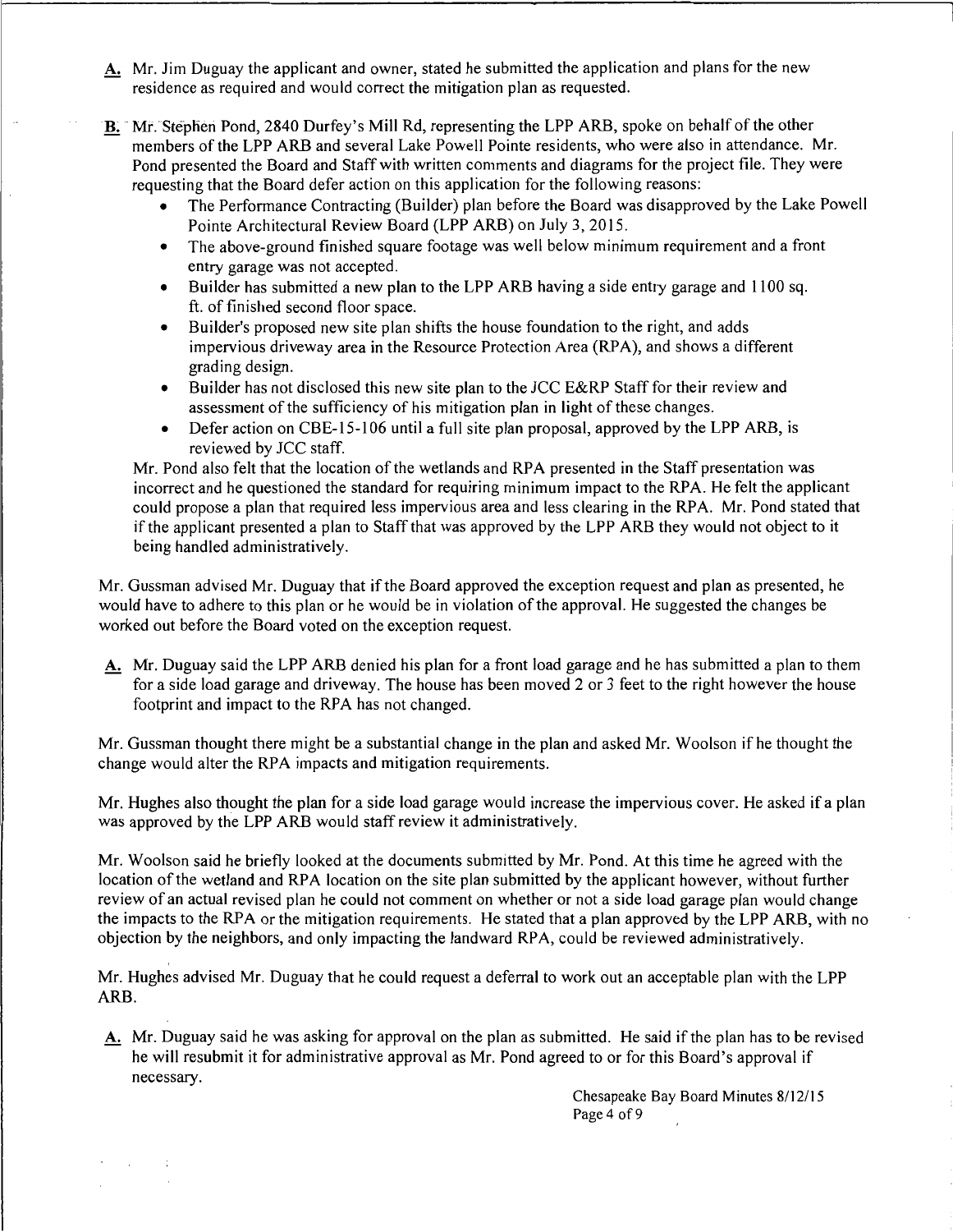**A.** Mr. Jim Duguay the applicant and owner, stated he submitted the application and plans for the new residence as required and would correct the mitigation plan as requested.

**B.** Mr. Stephen Pond, 2840 Durfey's Mill Rd, representing the LPP ARB, spoke on behalf of the other members of the LPP ARB and several Lake Powell Pointe residents, who were also in attendance. Mr. Pond presented the Board and Staff with written comments and diagrams for the project file. They were requesting that the Board defer action on this application for the following reasons:

- The Performance Contracting (Builder) plan before the Board was disapproved by the Lake Powell Pointe Architectural Review Board (LPP ARB) on July 3, 2015.
- The above-ground finished square footage was well below minimum requirement and a front entry garage was not accepted.
- Builder has submitted a new plan to the LPP ARB having a side entry garage and 1100 sq. ft. of finished second floor space.
- Builder's proposed new site plan shifts the house foundation to the right, and adds impervious driveway area in the Resource Protection Area (RPA), and shows a different grading design.
- Builder has not disclosed this new site plan to the JCC E&RP Staff for their review and assessment of the sufficiency of his mitigation plan in light of these changes.
- Defer action on CBE-15-106 until a full site plan proposal, approved by the LPP ARB, is reviewed by JCC staff.

Mr. Pond also felt that the location of the wetlands and RPA presented in the Staff presentation was incorrect and he questioned the standard for requiring minimum impact to the RPA. He felt the applicant could propose a plan that required less impervious area and less clearing in the RPA. Mr. Pond stated that if the applicant presented a plan to Staff that was approved by the LPP ARB they would not object to it being handled administratively.

Mr. Gussman advised Mr. Duguay that if the Board approved the exception request and plan as presented, he would have to adhere to this plan or he would be in violation of the approval. He suggested the changes be worked out before the Board voted on the exception request.

**A.** Mr. Duguay said the LPP ARB denied his plan for a front load garage and he has submitted a plan to them for a side load garage and driveway. The house has been moved 2 or 3 feet to the right however the house footprint and impact to the RPA has not changed.

Mr. Gussman thought there might be a substantial change in the plan and asked Mr. Woolson if he thought the change would alter the RPA impacts and mitigation requirements.

Mr. Hughes also thought the plan for a side load garage would increase the impervious cover. He asked if a plan was approved by the LPP ARB would staff review it administratively.

Mr. Woolson said he briefly looked at the documents submitted by Mr. Pond. At this time he agreed with the location of the wetland and RPA location on the site plan submitted by the applicant however, without further review of an actual revised plan he could not comment on whether or not a side load garage plan would change the impacts to the RPA or the mitigation requirements. He stated that a plan approved by the LPP ARB, with no objection by the neighbors, and only impacting the landward RPA, could be reviewed administratively.

Mr. Hughes advised Mr. Duguay that he could request a deferral to work out an acceptable plan with the LPP ARB.

**A.** Mr. Duguay said he was asking for approval on the plan as submitted. He said if the plan has to be revised he will resubmit it for administrative approval as Mr. Pond agreed to or for this Board's approval if necessary.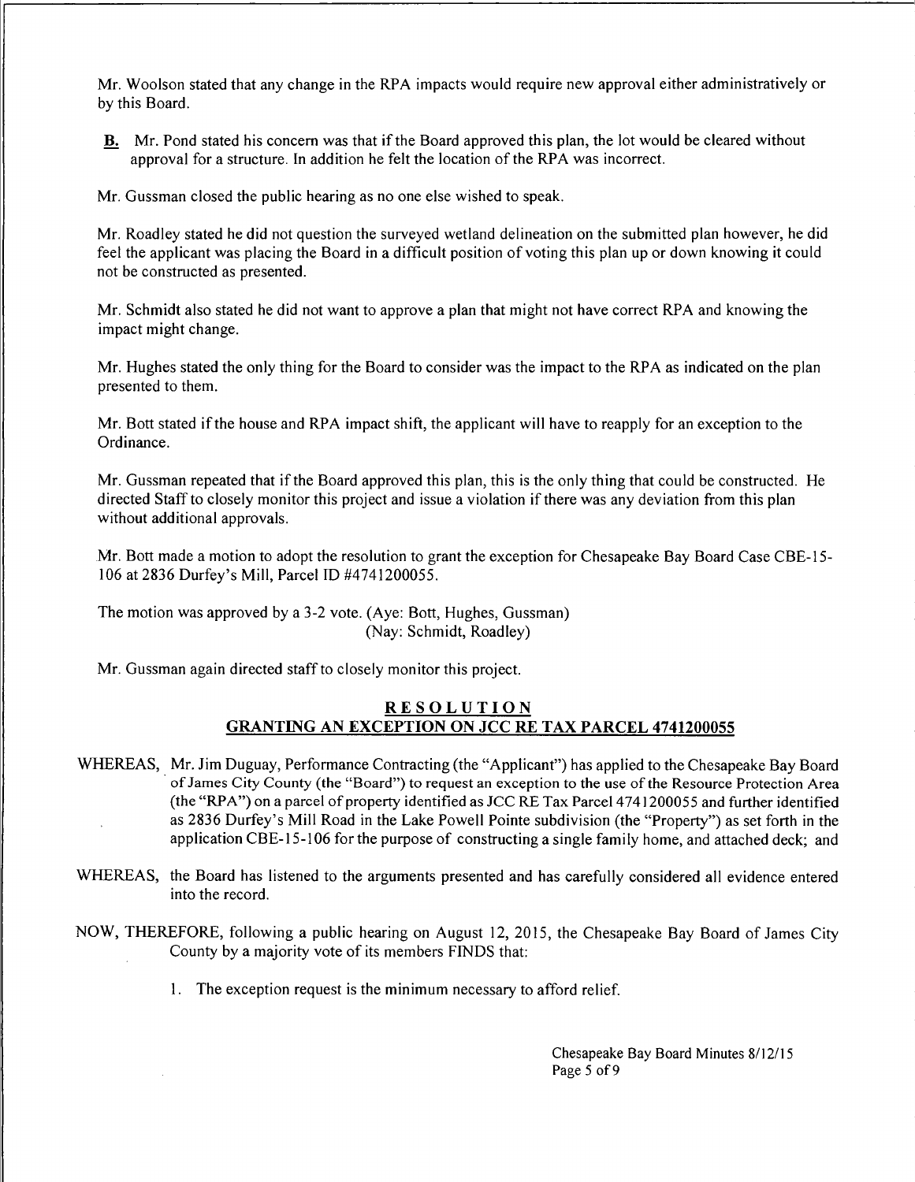Mr. Woolson stated that any change in the RPA impacts would require new approval either administratively or by this Board.

**B.** Mr. Pond stated his concern was that if the Board approved this plan, the lot would be cleared without approval for a structure. In addition he felt the location of the RPA was incorrect.

Mr. Gussman closed the public hearing as no one else wished to speak.

Mr. Roadley stated he did not question the surveyed wetland delineation on the submitted plan however, he did feel the applicant was placing the Board in a difficult position of voting this plan up or down knowing it could not be constructed as presented.

Mr. Schmidt also stated he did not want to approve a plan that might not have correct RPA and knowing the impact might change.

Mr. Hughes stated the only thing for the Board to consider was the impact to the RPA as indicated on the plan presented to them.

Mr. Bott stated if the house and RPA impact shift, the applicant will have to reapply for an exception to the Ordinance.

Mr. Gussman repeated that if the Board approved this plan, this is the only thing that could be constructed. He directed Staff to closely monitor this project and issue a violation if there was any deviation from this plan without additional approvals.

Mr. Bott made a motion to adopt the resolution to grant the exception for Chesapeake Bay Board Case CBE-15-106 at 2836 Durfey's Mill, Parcel ID #4741200055.

The motion was approved by a 3-2 vote. (Aye: Bott, Hughes, Gussman)
(Nay: Schmidt, Roadley)

Mr. Gussman again directed staff to closely monitor this project.

## RESOLUTION
## GRANTING AN EXCEPTION ON JCC RE TAX PARCEL 4741200055

WHEREAS, Mr. Jim Duguay, Performance Contracting (the "Applicant") has applied to the Chesapeake Bay Board of James City County (the "Board") to request an exception to the use of the Resource Protection Area (the "RPA") on a parcel of property identified as JCC RE Tax Parcel 4741200055 and further identified as 2836 Durfey's Mill Road in the Lake Powell Pointe subdivision (the "Property") as set forth in the application CBE-15-106 for the purpose of constructing a single family home, and attached deck; and

WHEREAS, the Board has listened to the arguments presented and has carefully considered all evidence entered into the record.

NOW, THEREFORE, following a public hearing on August 12, 2015, the Chesapeake Bay Board of James City County by a majority vote of its members FINDS that:

1. The exception request is the minimum necessary to afford relief.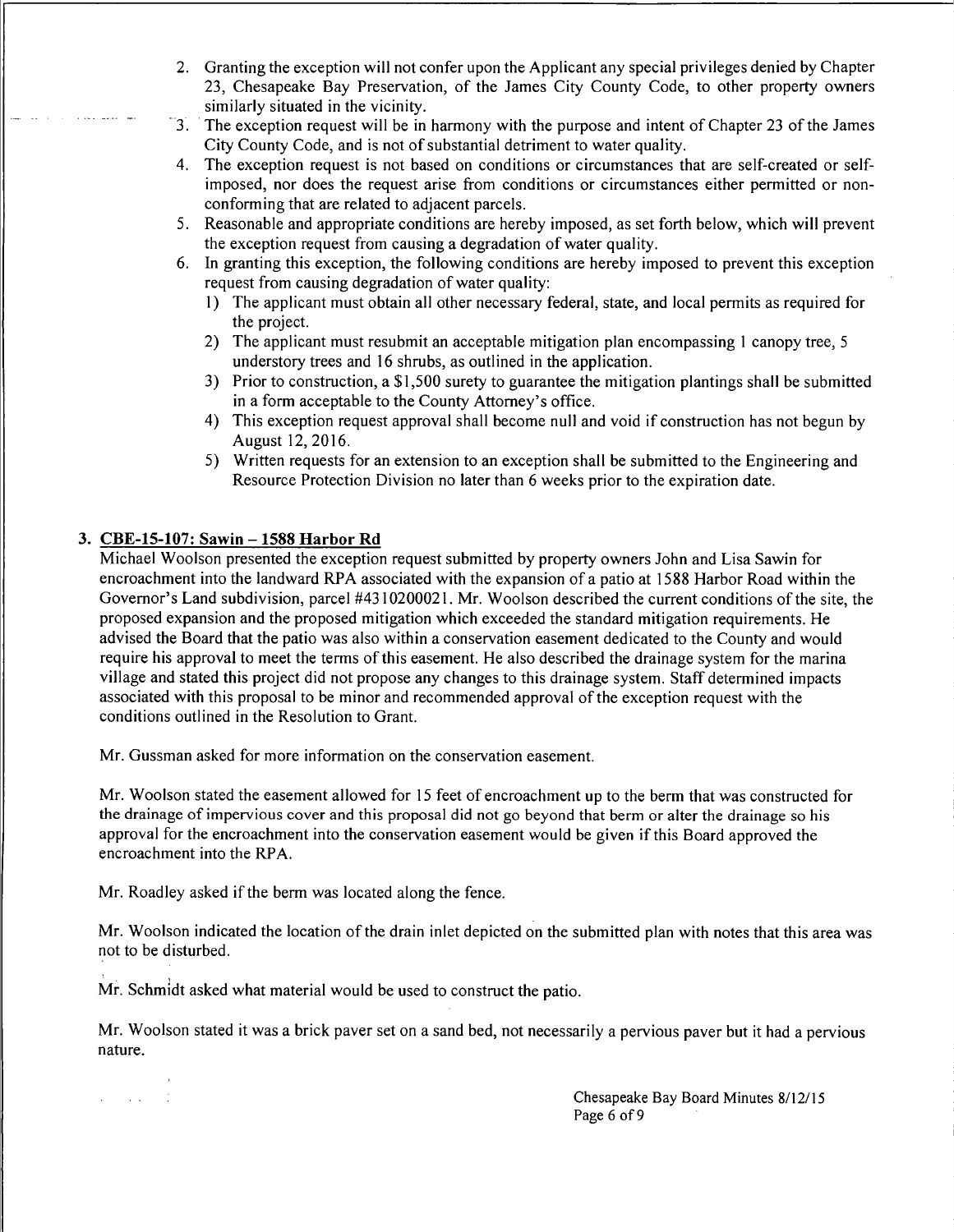2. Granting the exception will not confer upon the Applicant any special privileges denied by Chapter 23, Chesapeake Bay Preservation, of the James City County Code, to other property owners similarly situated in the vicinity.
3. The exception request will be in harmony with the purpose and intent of Chapter 23 of the James City County Code, and is not of substantial detriment to water quality.
4. The exception request is not based on conditions or circumstances that are self-created or self-imposed, nor does the request arise from conditions or circumstances either permitted or non-conforming that are related to adjacent parcels.
5. Reasonable and appropriate conditions are hereby imposed, as set forth below, which will prevent the exception request from causing a degradation of water quality.
6. In granting this exception, the following conditions are hereby imposed to prevent this exception request from causing degradation of water quality:
   1) The applicant must obtain all other necessary federal, state, and local permits as required for the project.
   2) The applicant must resubmit an acceptable mitigation plan encompassing 1 canopy tree, 5 understory trees and 16 shrubs, as outlined in the application.
   3) Prior to construction, a $1,500 surety to guarantee the mitigation plantings shall be submitted in a form acceptable to the County Attorney's office.
   4) This exception request approval shall become null and void if construction has not begun by August 12, 2016.
   5) Written requests for an extension to an exception shall be submitted to the Engineering and Resource Protection Division no later than 6 weeks prior to the expiration date.

### 3. CBE-15-107: Sawin – 1588 Harbor Rd

Michael Woolson presented the exception request submitted by property owners John and Lisa Sawin for encroachment into the landward RPA associated with the expansion of a patio at 1588 Harbor Road within the Governor's Land subdivision, parcel #4310200021. Mr. Woolson described the current conditions of the site, the proposed expansion and the proposed mitigation which exceeded the standard mitigation requirements. He advised the Board that the patio was also within a conservation easement dedicated to the County and would require his approval to meet the terms of this easement. He also described the drainage system for the marina village and stated this project did not propose any changes to this drainage system. Staff determined impacts associated with this proposal to be minor and recommended approval of the exception request with the conditions outlined in the Resolution to Grant.

Mr. Gussman asked for more information on the conservation easement.

Mr. Woolson stated the easement allowed for 15 feet of encroachment up to the berm that was constructed for the drainage of impervious cover and this proposal did not go beyond that berm or alter the drainage so his approval for the encroachment into the conservation easement would be given if this Board approved the encroachment into the RPA.

Mr. Roadley asked if the berm was located along the fence.

Mr. Woolson indicated the location of the drain inlet depicted on the submitted plan with notes that this area was not to be disturbed.

Mr. Schmidt asked what material would be used to construct the patio.

Mr. Woolson stated it was a brick paver set on a sand bed, not necessarily a pervious paver but it had a pervious nature.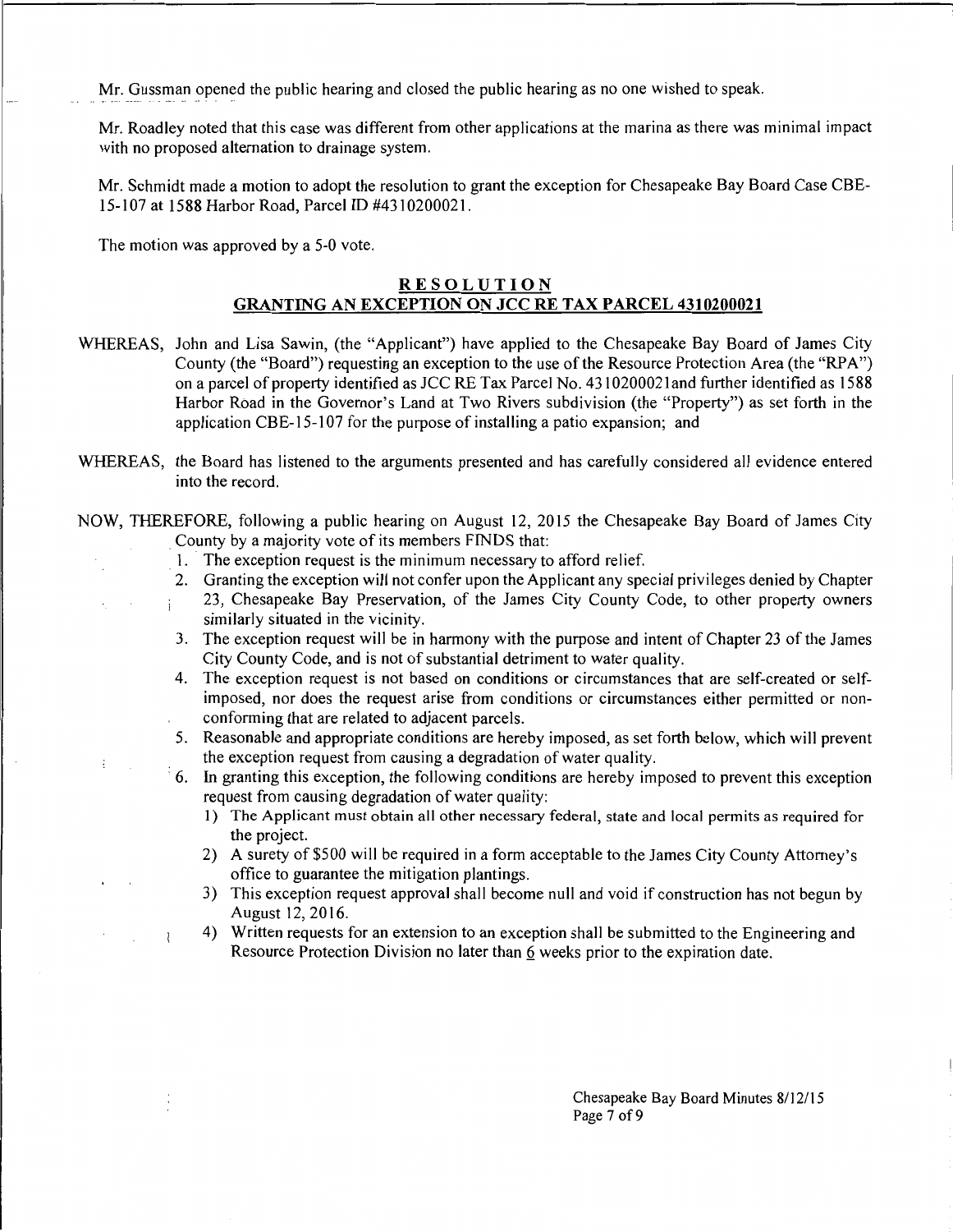Mr. Gussman opened the public hearing and closed the public hearing as no one wished to speak.

Mr. Roadley noted that this case was different from other applications at the marina as there was minimal impact with no proposed alternation to drainage system.

Mr. Schmidt made a motion to adopt the resolution to grant the exception for Chesapeake Bay Board Case CBE-15-107 at 1588 Harbor Road, Parcel ID #4310200021.

The motion was approved by a 5-0 vote.

## RESOLUTION
## GRANTING AN EXCEPTION ON JCC RE TAX PARCEL 4310200021

WHEREAS, John and Lisa Sawin, (the "Applicant") have applied to the Chesapeake Bay Board of James City County (the "Board") requesting an exception to the use of the Resource Protection Area (the "RPA") on a parcel of property identified as JCC RE Tax Parcel No. 4310200021and further identified as 1588 Harbor Road in the Governor's Land at Two Rivers subdivision (the "Property") as set forth in the application CBE-15-107 for the purpose of installing a patio expansion; and

WHEREAS, the Board has listened to the arguments presented and has carefully considered all evidence entered into the record.

NOW, THEREFORE, following a public hearing on August 12, 2015 the Chesapeake Bay Board of James City County by a majority vote of its members FINDS that:

1. The exception request is the minimum necessary to afford relief.
2. Granting the exception will not confer upon the Applicant any special privileges denied by Chapter 23, Chesapeake Bay Preservation, of the James City County Code, to other property owners similarly situated in the vicinity.
3. The exception request will be in harmony with the purpose and intent of Chapter 23 of the James City County Code, and is not of substantial detriment to water quality.
4. The exception request is not based on conditions or circumstances that are self-created or self-imposed, nor does the request arise from conditions or circumstances either permitted or non-conforming that are related to adjacent parcels.
5. Reasonable and appropriate conditions are hereby imposed, as set forth below, which will prevent the exception request from causing a degradation of water quality.
6. In granting this exception, the following conditions are hereby imposed to prevent this exception request from causing degradation of water quality:
   1) The Applicant must obtain all other necessary federal, state and local permits as required for the project.
   2) A surety of $500 will be required in a form acceptable to the James City County Attorney's office to guarantee the mitigation plantings.
   3) This exception request approval shall become null and void if construction has not begun by August 12, 2016.
   4) Written requests for an extension to an exception shall be submitted to the Engineering and Resource Protection Division no later than 6 weeks prior to the expiration date.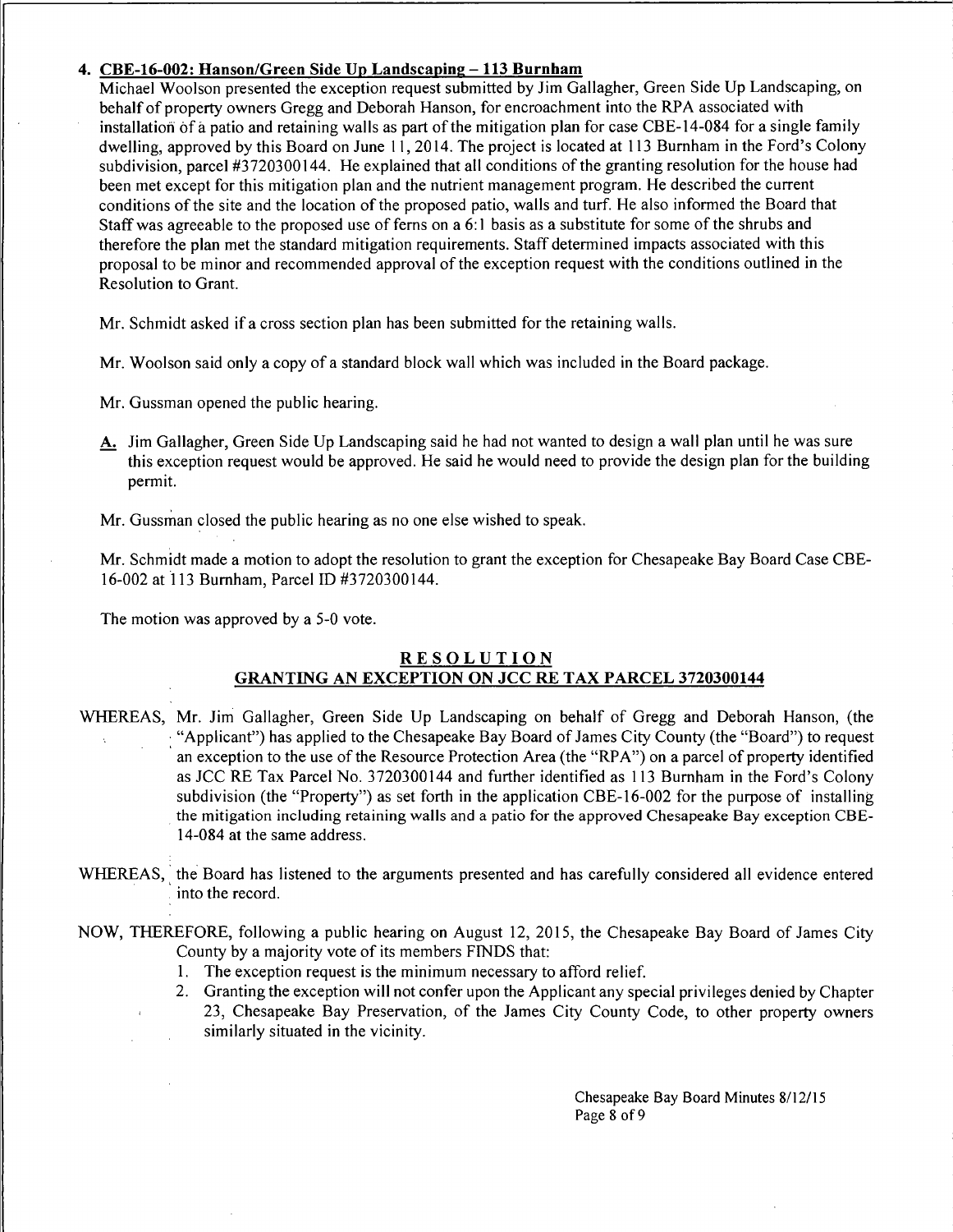### 4. CBE-16-002: Hanson/Green Side Up Landscaping – 113 Burnham

Michael Woolson presented the exception request submitted by Jim Gallagher, Green Side Up Landscaping, on behalf of property owners Gregg and Deborah Hanson, for encroachment into the RPA associated with installation of a patio and retaining walls as part of the mitigation plan for case CBE-14-084 for a single family dwelling, approved by this Board on June 11, 2014. The project is located at 113 Burnham in the Ford's Colony subdivision, parcel #3720300144. He explained that all conditions of the granting resolution for the house had been met except for this mitigation plan and the nutrient management program. He described the current conditions of the site and the location of the proposed patio, walls and turf. He also informed the Board that Staff was agreeable to the proposed use of ferns on a 6:1 basis as a substitute for some of the shrubs and therefore the plan met the standard mitigation requirements. Staff determined impacts associated with this proposal to be minor and recommended approval of the exception request with the conditions outlined in the Resolution to Grant.

Mr. Schmidt asked if a cross section plan has been submitted for the retaining walls.

Mr. Woolson said only a copy of a standard block wall which was included in the Board package.

Mr. Gussman opened the public hearing.

**A.** Jim Gallagher, Green Side Up Landscaping said he had not wanted to design a wall plan until he was sure this exception request would be approved. He said he would need to provide the design plan for the building permit.

Mr. Gussman closed the public hearing as no one else wished to speak.

Mr. Schmidt made a motion to adopt the resolution to grant the exception for Chesapeake Bay Board Case CBE-16-002 at 113 Burnham, Parcel ID #3720300144.

The motion was approved by a 5-0 vote.

## RESOLUTION
## GRANTING AN EXCEPTION ON JCC RE TAX PARCEL 3720300144

WHEREAS, Mr. Jim Gallagher, Green Side Up Landscaping on behalf of Gregg and Deborah Hanson, (the "Applicant") has applied to the Chesapeake Bay Board of James City County (the "Board") to request an exception to the use of the Resource Protection Area (the "RPA") on a parcel of property identified as JCC RE Tax Parcel No. 3720300144 and further identified as 113 Burnham in the Ford's Colony subdivision (the "Property") as set forth in the application CBE-16-002 for the purpose of installing the mitigation including retaining walls and a patio for the approved Chesapeake Bay exception CBE-14-084 at the same address.

WHEREAS, the Board has listened to the arguments presented and has carefully considered all evidence entered into the record.

NOW, THEREFORE, following a public hearing on August 12, 2015, the Chesapeake Bay Board of James City County by a majority vote of its members FINDS that:

1. The exception request is the minimum necessary to afford relief.
2. Granting the exception will not confer upon the Applicant any special privileges denied by Chapter 23, Chesapeake Bay Preservation, of the James City County Code, to other property owners similarly situated in the vicinity.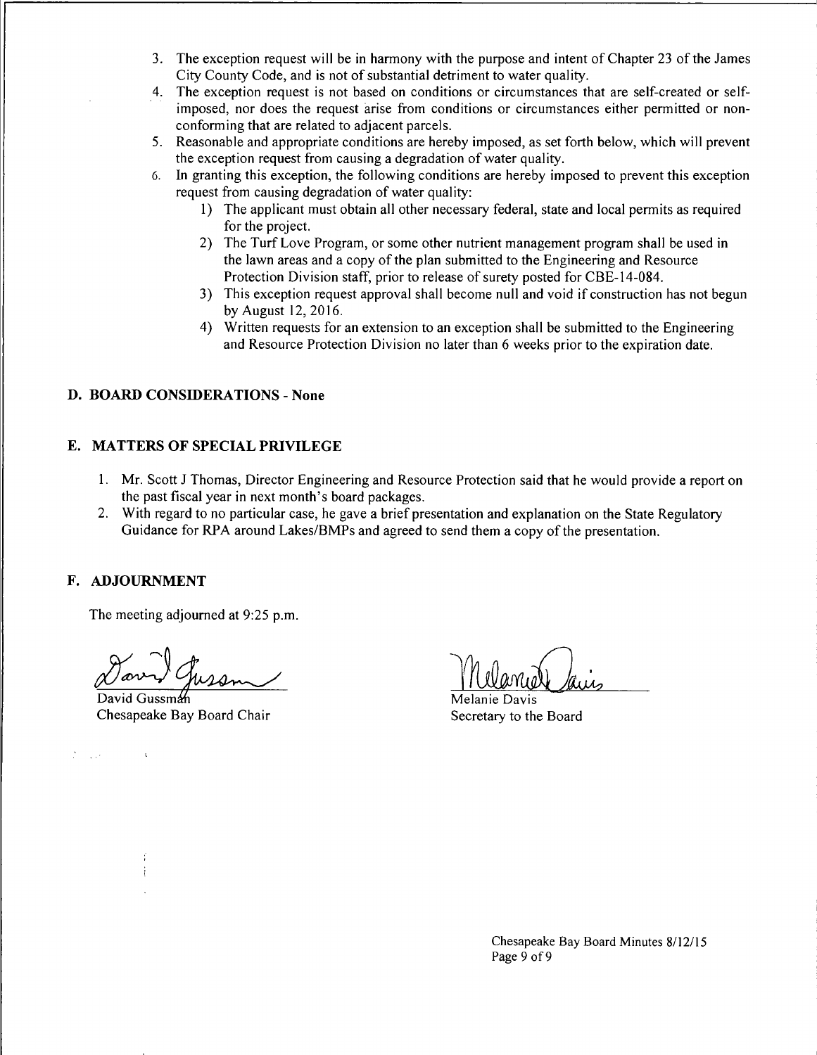3. The exception request will be in harmony with the purpose and intent of Chapter 23 of the James City County Code, and is not of substantial detriment to water quality.
4. The exception request is not based on conditions or circumstances that are self-created or self-imposed, nor does the request arise from conditions or circumstances either permitted or non-conforming that are related to adjacent parcels.
5. Reasonable and appropriate conditions are hereby imposed, as set forth below, which will prevent the exception request from causing a degradation of water quality.
6. In granting this exception, the following conditions are hereby imposed to prevent this exception request from causing degradation of water quality:
   1) The applicant must obtain all other necessary federal, state and local permits as required for the project.
   2) The Turf Love Program, or some other nutrient management program shall be used in the lawn areas and a copy of the plan submitted to the Engineering and Resource Protection Division staff, prior to release of surety posted for CBE-14-084.
   3) This exception request approval shall become null and void if construction has not begun by August 12, 2016.
   4) Written requests for an extension to an exception shall be submitted to the Engineering and Resource Protection Division no later than 6 weeks prior to the expiration date.

## D. BOARD CONSIDERATIONS - None

## E. MATTERS OF SPECIAL PRIVILEGE

1. Mr. Scott J Thomas, Director Engineering and Resource Protection said that he would provide a report on the past fiscal year in next month's board packages.
2. With regard to no particular case, he gave a brief presentation and explanation on the State Regulatory Guidance for RPA around Lakes/BMPs and agreed to send them a copy of the presentation.

## F. ADJOURNMENT

The meeting adjourned at 9:25 p.m.

David Gussman
Chesapeake Bay Board Chair

Melanie Davis
Secretary to the Board